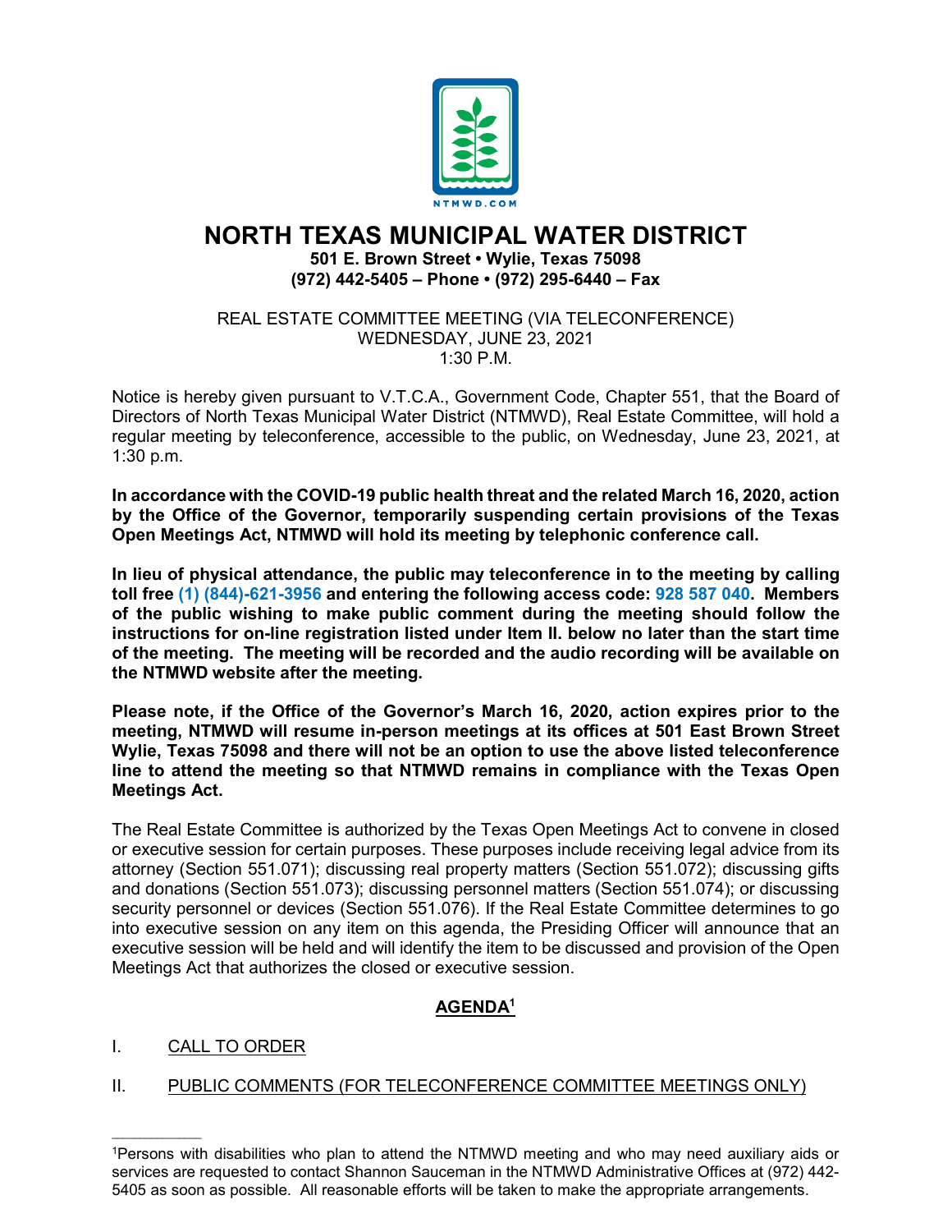NTMWD.COM

# NORTH TEXAS MUNICIPAL WATER DISTRICT

**501 E. Brown Street • Wylie, Texas 75098**
**(972) 442-5405 – Phone • (972) 295-6440 – Fax**

REAL ESTATE COMMITTEE MEETING (VIA TELECONFERENCE)
WEDNESDAY, JUNE 23, 2021
1:30 P.M.

Notice is hereby given pursuant to V.T.C.A., Government Code, Chapter 551, that the Board of Directors of North Texas Municipal Water District (NTMWD), Real Estate Committee, will hold a regular meeting by teleconference, accessible to the public, on Wednesday, June 23, 2021, at 1:30 p.m.

**In accordance with the COVID-19 public health threat and the related March 16, 2020, action by the Office of the Governor, temporarily suspending certain provisions of the Texas Open Meetings Act, NTMWD will hold its meeting by telephonic conference call.**

**In lieu of physical attendance, the public may teleconference in to the meeting by calling toll free (1) (844)-621-3956 and entering the following access code: 928 587 040. Members of the public wishing to make public comment during the meeting should follow the instructions for on-line registration listed under Item II. below no later than the start time of the meeting. The meeting will be recorded and the audio recording will be available on the NTMWD website after the meeting.**

**Please note, if the Office of the Governor's March 16, 2020, action expires prior to the meeting, NTMWD will resume in-person meetings at its offices at 501 East Brown Street Wylie, Texas 75098 and there will not be an option to use the above listed teleconference line to attend the meeting so that NTMWD remains in compliance with the Texas Open Meetings Act.**

The Real Estate Committee is authorized by the Texas Open Meetings Act to convene in closed or executive session for certain purposes. These purposes include receiving legal advice from its attorney (Section 551.071); discussing real property matters (Section 551.072); discussing gifts and donations (Section 551.073); discussing personnel matters (Section 551.074); or discussing security personnel or devices (Section 551.076). If the Real Estate Committee determines to go into executive session on any item on this agenda, the Presiding Officer will announce that an executive session will be held and will identify the item to be discussed and provision of the Open Meetings Act that authorizes the closed or executive session.

## AGENDA[1]

I. CALL TO ORDER

II. PUBLIC COMMENTS (FOR TELECONFERENCE COMMITTEE MEETINGS ONLY)

---

[1] Persons with disabilities who plan to attend the NTMWD meeting and who may need auxiliary aids or services are requested to contact Shannon Sauceman in the NTMWD Administrative Offices at (972) 442-5405 as soon as possible. All reasonable efforts will be taken to make the appropriate arrangements.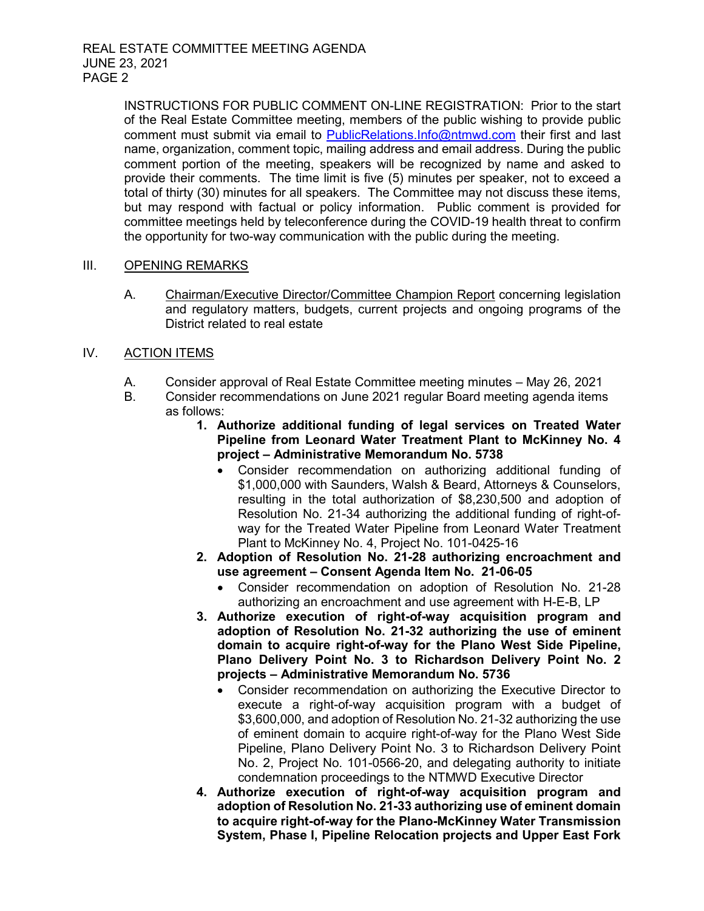INSTRUCTIONS FOR PUBLIC COMMENT ON-LINE REGISTRATION: Prior to the start of the Real Estate Committee meeting, members of the public wishing to provide public comment must submit via email to PublicRelations.Info@ntmwd.com their first and last name, organization, comment topic, mailing address and email address. During the public comment portion of the meeting, speakers will be recognized by name and asked to provide their comments. The time limit is five (5) minutes per speaker, not to exceed a total of thirty (30) minutes for all speakers. The Committee may not discuss these items, but may respond with factual or policy information. Public comment is provided for committee meetings held by teleconference during the COVID-19 health threat to confirm the opportunity for two-way communication with the public during the meeting.

III. OPENING REMARKS

A. Chairman/Executive Director/Committee Champion Report concerning legislation and regulatory matters, budgets, current projects and ongoing programs of the District related to real estate

IV. ACTION ITEMS

A. Consider approval of Real Estate Committee meeting minutes – May 26, 2021

B. Consider recommendations on June 2021 regular Board meeting agenda items as follows:

1. **Authorize additional funding of legal services on Treated Water Pipeline from Leonard Water Treatment Plant to McKinney No. 4 project – Administrative Memorandum No. 5738**
   - Consider recommendation on authorizing additional funding of $1,000,000 with Saunders, Walsh & Beard, Attorneys & Counselors, resulting in the total authorization of $8,230,500 and adoption of Resolution No. 21-34 authorizing the additional funding of right-of-way for the Treated Water Pipeline from Leonard Water Treatment Plant to McKinney No. 4, Project No. 101-0425-16
2. **Adoption of Resolution No. 21-28 authorizing encroachment and use agreement – Consent Agenda Item No. 21-06-05**
   - Consider recommendation on adoption of Resolution No. 21-28 authorizing an encroachment and use agreement with H-E-B, LP
3. **Authorize execution of right-of-way acquisition program and adoption of Resolution No. 21-32 authorizing the use of eminent domain to acquire right-of-way for the Plano West Side Pipeline, Plano Delivery Point No. 3 to Richardson Delivery Point No. 2 projects – Administrative Memorandum No. 5736**
   - Consider recommendation on authorizing the Executive Director to execute a right-of-way acquisition program with a budget of $3,600,000, and adoption of Resolution No. 21-32 authorizing the use of eminent domain to acquire right-of-way for the Plano West Side Pipeline, Plano Delivery Point No. 3 to Richardson Delivery Point No. 2, Project No. 101-0566-20, and delegating authority to initiate condemnation proceedings to the NTMWD Executive Director
4. **Authorize execution of right-of-way acquisition program and adoption of Resolution No. 21-33 authorizing use of eminent domain to acquire right-of-way for the Plano-McKinney Water Transmission System, Phase I, Pipeline Relocation projects and Upper East Fork**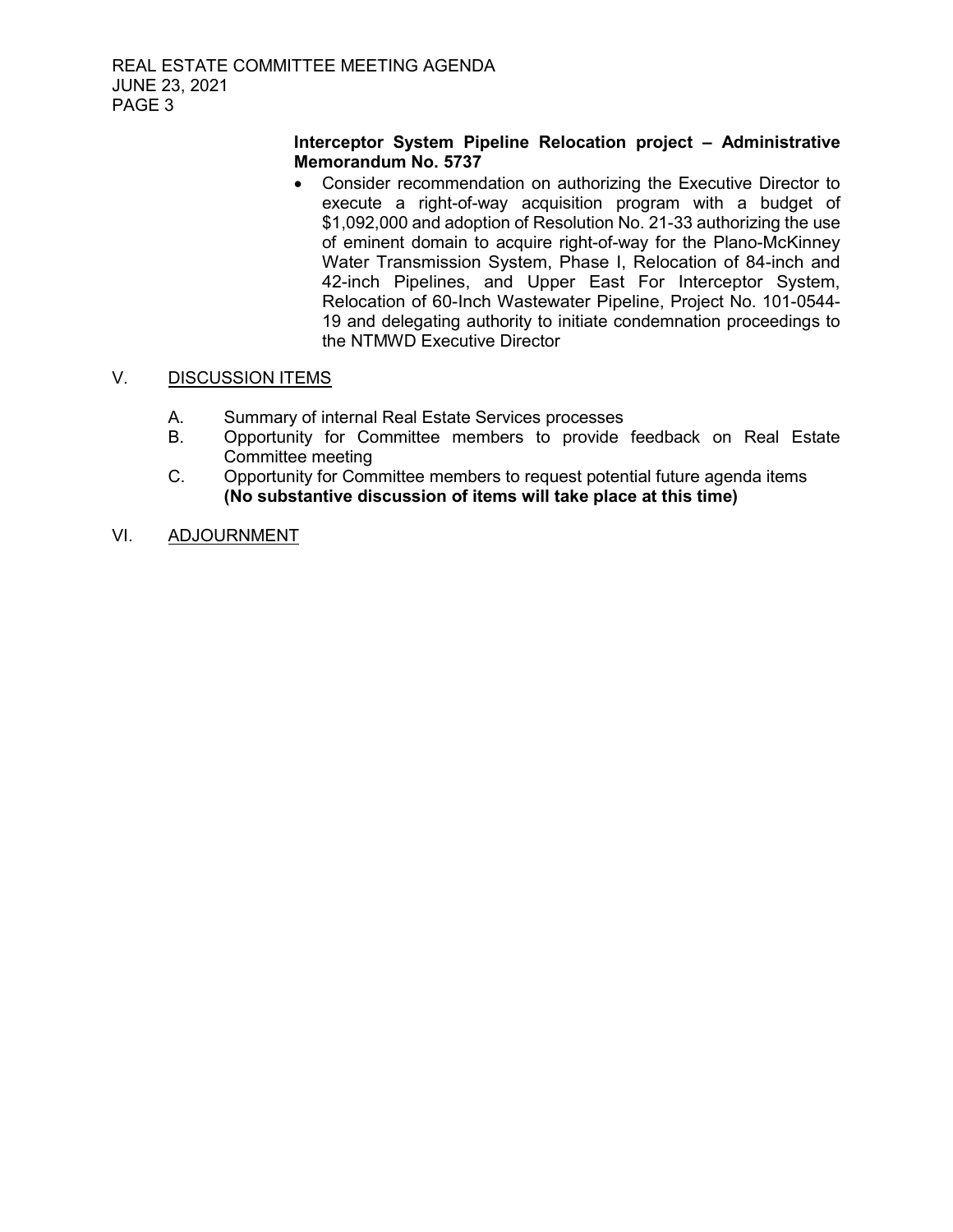**Interceptor System Pipeline Relocation project – Administrative Memorandum No. 5737**

- Consider recommendation on authorizing the Executive Director to execute a right-of-way acquisition program with a budget of $1,092,000 and adoption of Resolution No. 21-33 authorizing the use of eminent domain to acquire right-of-way for the Plano-McKinney Water Transmission System, Phase I, Relocation of 84-inch and 42-inch Pipelines, and Upper East For Interceptor System, Relocation of 60-Inch Wastewater Pipeline, Project No. 101-0544-19 and delegating authority to initiate condemnation proceedings to the NTMWD Executive Director

## V. DISCUSSION ITEMS

A. Summary of internal Real Estate Services processes

B. Opportunity for Committee members to provide feedback on Real Estate Committee meeting

C. Opportunity for Committee members to request potential future agenda items **(No substantive discussion of items will take place at this time)**

## VI. ADJOURNMENT